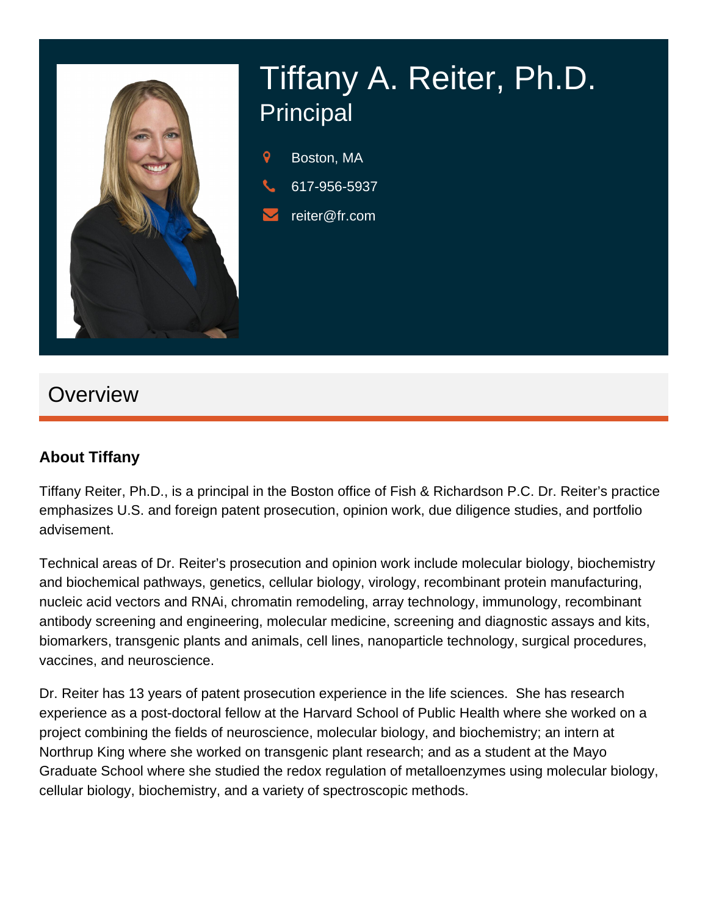# Tiffany A. Reiter, Ph.D.

## Principal

Boston, MA

617-956-5937

reiter@fr.com

## Overview

### About Tiffany

Tiffany Reiter, Ph.D., is a principal in the Boston office of Fish & Richardson P.C. Dr. Reiter's practice emphasizes U.S. and foreign patent prosecution, opinion work, due diligence studies, and portfolio advisement.

Technical areas of Dr. Reiter's prosecution and opinion work include molecular biology, biochemistry and biochemical pathways, genetics, cellular biology, virology, recombinant protein manufacturing, nucleic acid vectors and RNAi, chromatin remodeling, array technology, immunology, recombinant antibody screening and engineering, molecular medicine, screening and diagnostic assays and kits, biomarkers, transgenic plants and animals, cell lines, nanoparticle technology, surgical procedures, vaccines, and neuroscience.

Dr. Reiter has 13 years of patent prosecution experience in the life sciences. She has research experience as a post-doctoral fellow at the Harvard School of Public Health where she worked on a project combining the fields of neuroscience, molecular biology, and biochemistry; an intern at Northrup King where she worked on transgenic plant research; and as a student at the Mayo Graduate School where she studied the redox regulation of metalloenzymes using molecular biology, cellular biology, biochemistry, and a variety of spectroscopic methods.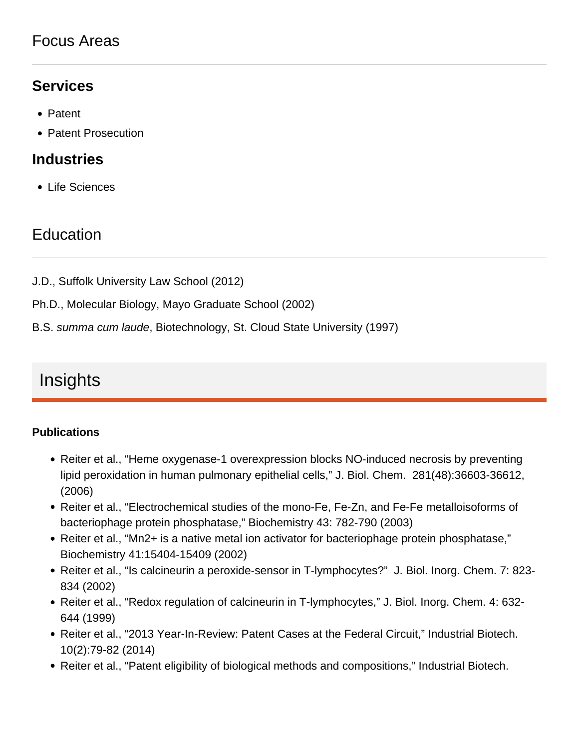## Focus Areas

### Services

- Patent
- Patent Prosecution

### Industries

- Life Sciences

## Education

J.D., Suffolk University Law School (2012)

Ph.D., Molecular Biology, Mayo Graduate School (2002)

B.S. *summa cum laude*, Biotechnology, St. Cloud State University (1997)

## Insights

#### Publications

- Reiter et al., “Heme oxygenase-1 overexpression blocks NO-induced necrosis by preventing lipid peroxidation in human pulmonary epithelial cells,” J. Biol. Chem. 281(48):36603-36612, (2006)
- Reiter et al., “Electrochemical studies of the mono-Fe, Fe-Zn, and Fe-Fe metalloisoforms of bacteriophage protein phosphatase,” Biochemistry 43: 782-790 (2003)
- Reiter et al., “$Mn^{2+}$ is a native metal ion activator for bacteriophage protein phosphatase,” Biochemistry 41:15404-15409 (2002)
- Reiter et al., “Is calcineurin a peroxide-sensor in T-lymphocytes?” J. Biol. Inorg. Chem. 7: 823-834 (2002)
- Reiter et al., “Redox regulation of calcineurin in T-lymphocytes,” J. Biol. Inorg. Chem. 4: 632-644 (1999)
- Reiter et al., “2013 Year-In-Review: Patent Cases at the Federal Circuit,” Industrial Biotech. 10(2):79-82 (2014)
- Reiter et al., “Patent eligibility of biological methods and compositions,” Industrial Biotech.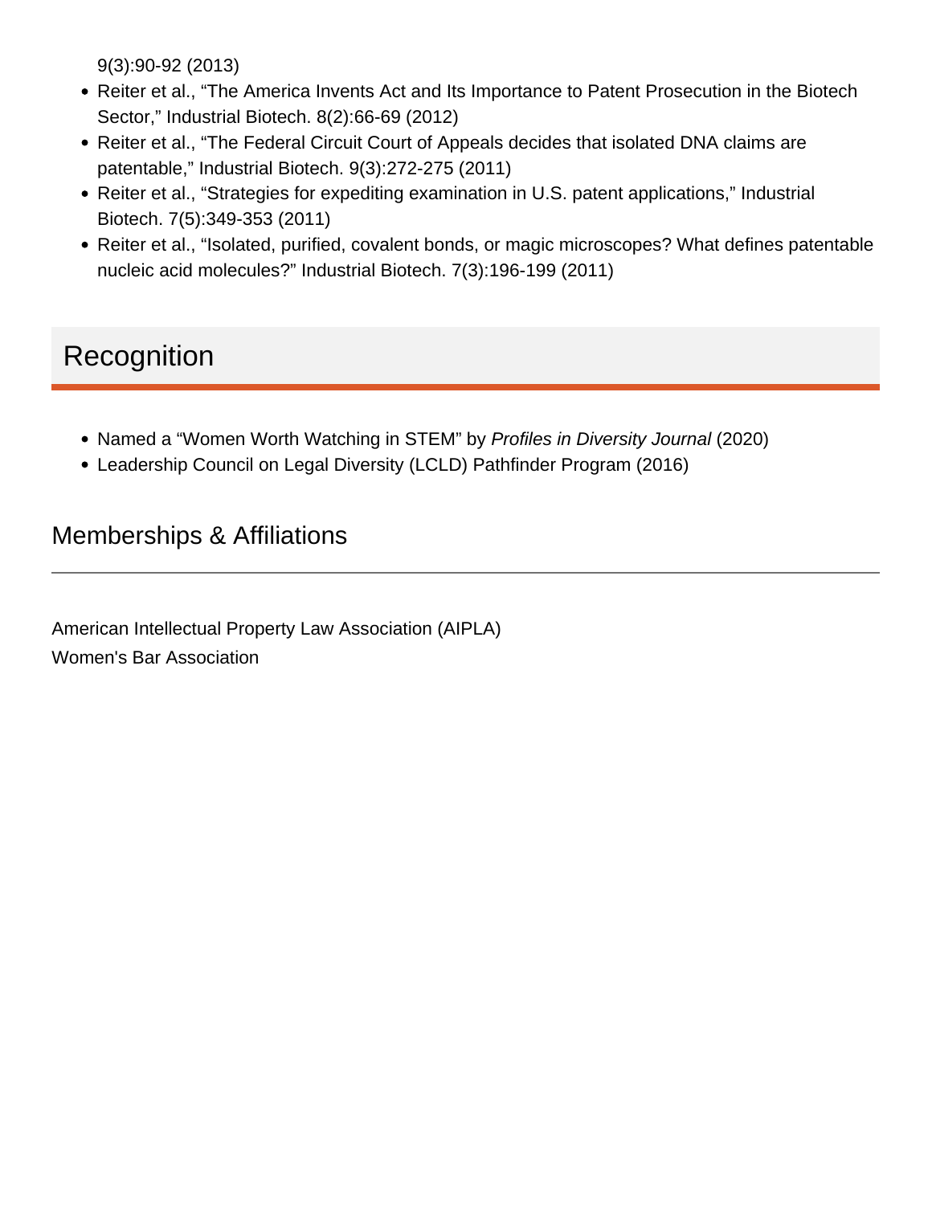9(3):90-92 (2013)

- Reiter et al., "The America Invents Act and Its Importance to Patent Prosecution in the Biotech Sector," Industrial Biotech. 8(2):66-69 (2012)
- Reiter et al., "The Federal Circuit Court of Appeals decides that isolated DNA claims are patentable," Industrial Biotech. 9(3):272-275 (2011)
- Reiter et al., "Strategies for expediting examination in U.S. patent applications," Industrial Biotech. 7(5):349-353 (2011)
- Reiter et al., "Isolated, purified, covalent bonds, or magic microscopes? What defines patentable nucleic acid molecules?" Industrial Biotech. 7(3):196-199 (2011)

## Recognition

- Named a "Women Worth Watching in STEM" by *Profiles in Diversity Journal* (2020)
- Leadership Council on Legal Diversity (LCLD) Pathfinder Program (2016)

## Memberships & Affiliations

American Intellectual Property Law Association (AIPLA)
Women's Bar Association